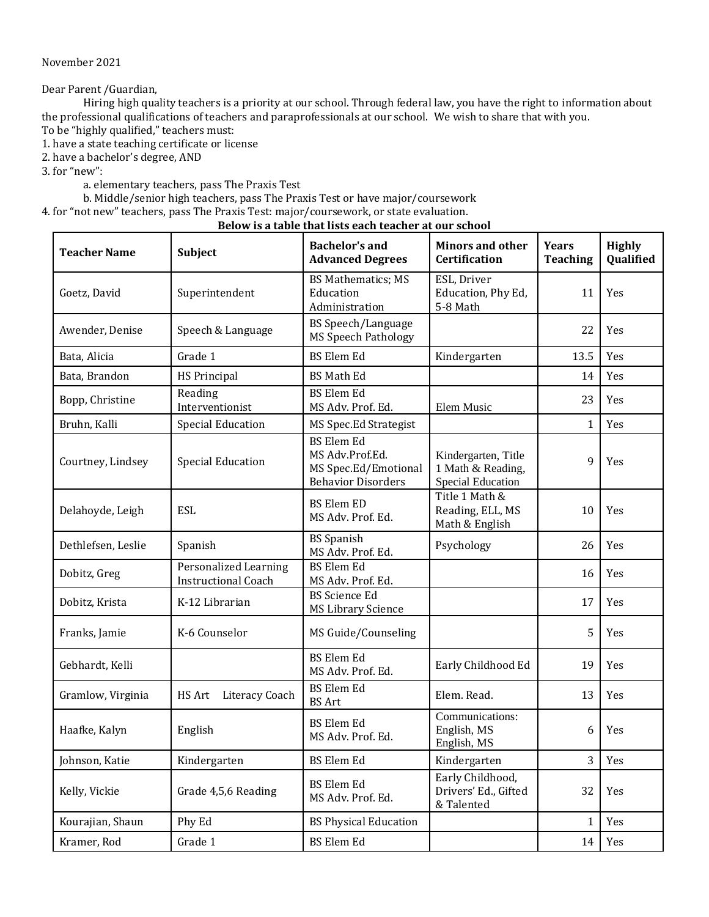November 2021

Dear Parent /Guardian,

Hiring high quality teachers is a priority at our school. Through federal law, you have the right to information about the professional qualifications of teachers and paraprofessionals at our school. We wish to share that with you.

To be "highly qualified," teachers must:

1. have a state teaching certificate or license
2. have a bachelor's degree, AND
3. for "new":
   a. elementary teachers, pass The Praxis Test
   b. Middle/senior high teachers, pass The Praxis Test or have major/coursework
4. for "not new" teachers, pass The Praxis Test: major/coursework, or state evaluation.

**Below is a table that lists each teacher at our school**

| Teacher Name | Subject | Bachelor's and Advanced Degrees | Minors and other Certification | Years Teaching | Highly Qualified |
|---|---|---|---|---|---|
| Goetz, David | Superintendent | BS Mathematics; MS Education Administration | ESL, Driver Education, Phy Ed, 5-8 Math | 11 | Yes |
| Awender, Denise | Speech & Language | BS Speech/Language MS Speech Pathology | | 22 | Yes |
| Bata, Alicia | Grade 1 | BS Elem Ed | Kindergarten | 13.5 | Yes |
| Bata, Brandon | HS Principal | BS Math Ed | | 14 | Yes |
| Bopp, Christine | Reading Interventionist | BS Elem Ed MS Adv. Prof. Ed. | Elem Music | 23 | Yes |
| Bruhn, Kalli | Special Education | MS Spec.Ed Strategist | | 1 | Yes |
| Courtney, Lindsey | Special Education | BS Elem Ed MS Adv.Prof.Ed. MS Spec.Ed/Emotional Behavior Disorders | Kindergarten, Title 1 Math & Reading, Special Education | 9 | Yes |
| Delahoyde, Leigh | ESL | BS Elem ED MS Adv. Prof. Ed. | Title 1 Math & Reading, ELL, MS Math & English | 10 | Yes |
| Dethlefsen, Leslie | Spanish | BS Spanish MS Adv. Prof. Ed. | Psychology | 26 | Yes |
| Dobitz, Greg | Personalized Learning Instructional Coach | BS Elem Ed MS Adv. Prof. Ed. | | 16 | Yes |
| Dobitz, Krista | K-12 Librarian | BS Science Ed MS Library Science | | 17 | Yes |
| Franks, Jamie | K-6 Counselor | MS Guide/Counseling | | 5 | Yes |
| Gebhardt, Kelli | | BS Elem Ed MS Adv. Prof. Ed. | Early Childhood Ed | 19 | Yes |
| Gramlow, Virginia | HS Art Literacy Coach | BS Elem Ed BS Art | Elem. Read. | 13 | Yes |
| Haafke, Kalyn | English | BS Elem Ed MS Adv. Prof. Ed. | Communications: English, MS English, MS | 6 | Yes |
| Johnson, Katie | Kindergarten | BS Elem Ed | Kindergarten | 3 | Yes |
| Kelly, Vickie | Grade 4,5,6 Reading | BS Elem Ed MS Adv. Prof. Ed. | Early Childhood, Drivers' Ed., Gifted & Talented | 32 | Yes |
| Kourajian, Shaun | Phy Ed | BS Physical Education | | 1 | Yes |
| Kramer, Rod | Grade 1 | BS Elem Ed | | 14 | Yes |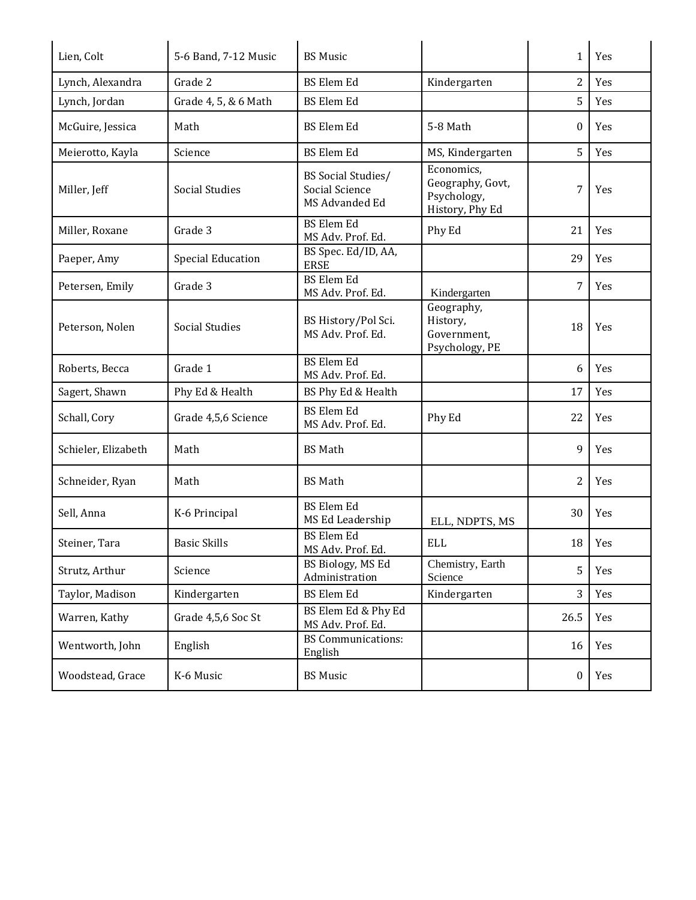| | | | | | |
|---|---|---|---|---|---|
| Lien, Colt | 5-6 Band, 7-12 Music | BS Music | | 1 | Yes |
| Lynch, Alexandra | Grade 2 | BS Elem Ed | Kindergarten | 2 | Yes |
| Lynch, Jordan | Grade 4, 5, & 6 Math | BS Elem Ed | | 5 | Yes |
| McGuire, Jessica | Math | BS Elem Ed | 5-8 Math | 0 | Yes |
| Meierotto, Kayla | Science | BS Elem Ed | MS, Kindergarten | 5 | Yes |
| Miller, Jeff | Social Studies | BS Social Studies/ Social Science MS Advanded Ed | Economics, Geography, Govt, Psychology, History, Phy Ed | 7 | Yes |
| Miller, Roxane | Grade 3 | BS Elem Ed MS Adv. Prof. Ed. | Phy Ed | 21 | Yes |
| Paeper, Amy | Special Education | BS Spec. Ed/ID, AA, ERSE | | 29 | Yes |
| Petersen, Emily | Grade 3 | BS Elem Ed MS Adv. Prof. Ed. | Kindergarten | 7 | Yes |
| Peterson, Nolen | Social Studies | BS History/Pol Sci. MS Adv. Prof. Ed. | Geography, History, Government, Psychology, PE | 18 | Yes |
| Roberts, Becca | Grade 1 | BS Elem Ed MS Adv. Prof. Ed. | | 6 | Yes |
| Sagert, Shawn | Phy Ed & Health | BS Phy Ed & Health | | 17 | Yes |
| Schall, Cory | Grade 4,5,6 Science | BS Elem Ed MS Adv. Prof. Ed. | Phy Ed | 22 | Yes |
| Schieler, Elizabeth | Math | BS Math | | 9 | Yes |
| Schneider, Ryan | Math | BS Math | | 2 | Yes |
| Sell, Anna | K-6 Principal | BS Elem Ed MS Ed Leadership | ELL, NDPTS, MS | 30 | Yes |
| Steiner, Tara | Basic Skills | BS Elem Ed MS Adv. Prof. Ed. | ELL | 18 | Yes |
| Strutz, Arthur | Science | BS Biology, MS Ed Administration | Chemistry, Earth Science | 5 | Yes |
| Taylor, Madison | Kindergarten | BS Elem Ed | Kindergarten | 3 | Yes |
| Warren, Kathy | Grade 4,5,6 Soc St | BS Elem Ed & Phy Ed MS Adv. Prof. Ed. | | 26.5 | Yes |
| Wentworth, John | English | BS Communications: English | | 16 | Yes |
| Woodstead, Grace | K-6 Music | BS Music | | 0 | Yes |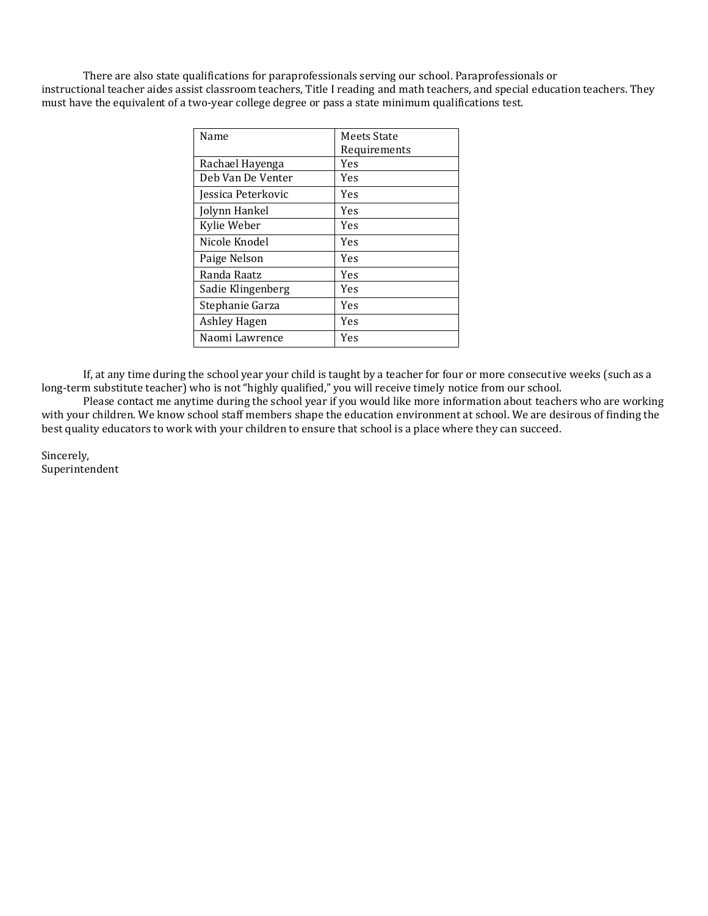There are also state qualifications for paraprofessionals serving our school. Paraprofessionals or instructional teacher aides assist classroom teachers, Title I reading and math teachers, and special education teachers. They must have the equivalent of a two-year college degree or pass a state minimum qualifications test.

| Name | Meets State Requirements |
|---|---|
| Rachael Hayenga | Yes |
| Deb Van De Venter | Yes |
| Jessica Peterkovic | Yes |
| Jolynn Hankel | Yes |
| Kylie Weber | Yes |
| Nicole Knodel | Yes |
| Paige Nelson | Yes |
| Randa Raatz | Yes |
| Sadie Klingenberg | Yes |
| Stephanie Garza | Yes |
| Ashley Hagen | Yes |
| Naomi Lawrence | Yes |

If, at any time during the school year your child is taught by a teacher for four or more consecutive weeks (such as a long-term substitute teacher) who is not "highly qualified," you will receive timely notice from our school.

Please contact me anytime during the school year if you would like more information about teachers who are working with your children. We know school staff members shape the education environment at school. We are desirous of finding the best quality educators to work with your children to ensure that school is a place where they can succeed.

Sincerely,
Superintendent